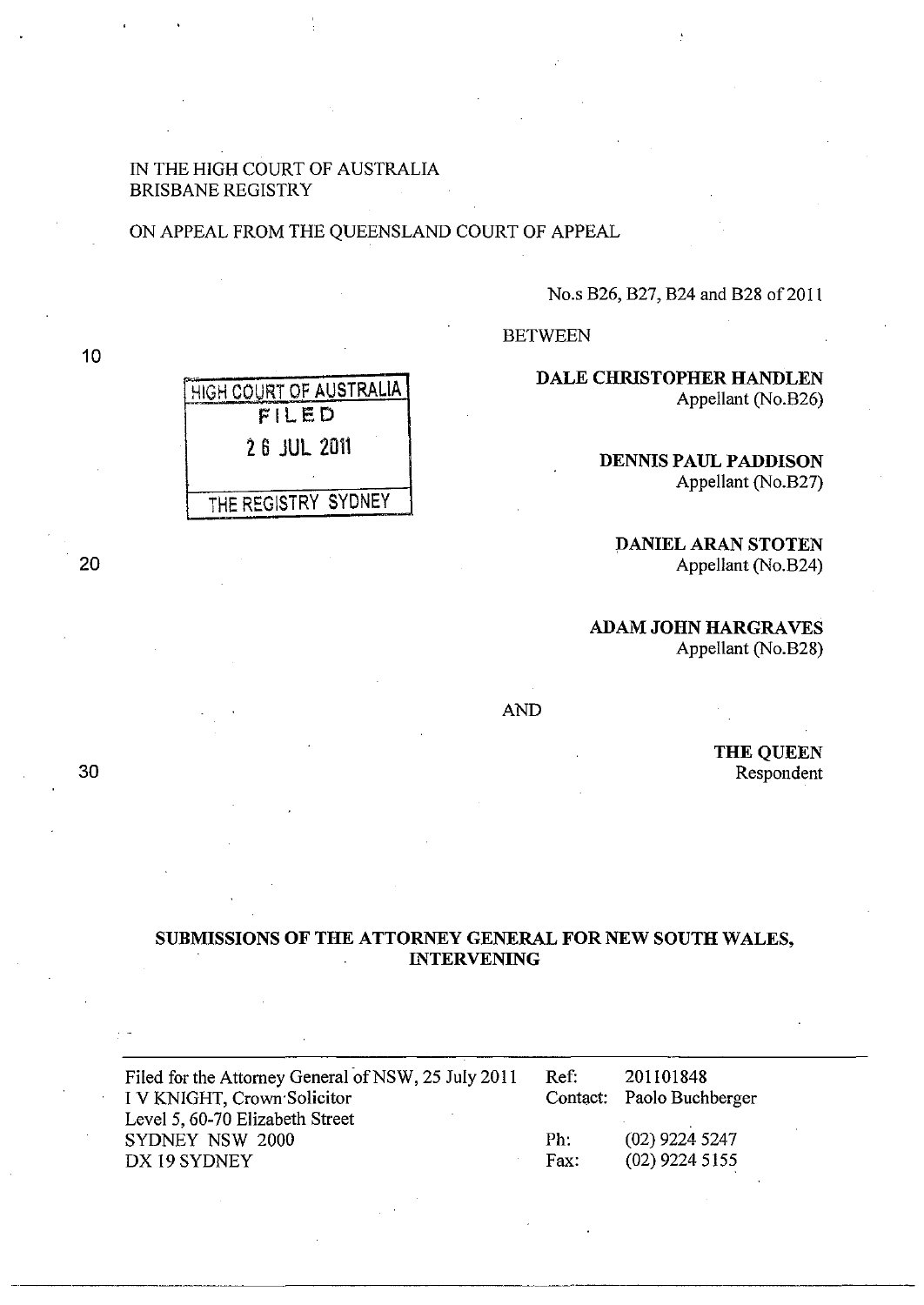IN THE HIGH COURT OF AUSTRALIA
BRISBANE REGISTRY

ON APPEAL FROM THE QUEENSLAND COURT OF APPEAL

No.s B26, B27, B24 and B28 of 2011

HIGH COURT OF AUSTRALIA
FILED
26 JUL 2011
THE REGISTRY SYDNEY

BETWEEN

**DALE CHRISTOPHER HANDLEN**
Appellant (No.B26)

**DENNIS PAUL PADDISON**
Appellant (No.B27)

**DANIEL ARAN STOTEN**
Appellant (No.B24)

**ADAM JOHN HARGRAVES**
Appellant (No.B28)

AND

**THE QUEEN**
Respondent

**SUBMISSIONS OF THE ATTORNEY GENERAL FOR NEW SOUTH WALES, INTERVENING**

| | | |
|---|---|---|
| Filed for the Attorney General of NSW, 25 July 2011 | Ref: | 201101848 |
| I V KNIGHT, Crown Solicitor | Contact: | Paolo Buchberger |
| Level 5, 60-70 Elizabeth Street | | |
| SYDNEY NSW 2000 | Ph: | (02) 9224 5247 |
| DX 19 SYDNEY | Fax: | (02) 9224 5155 |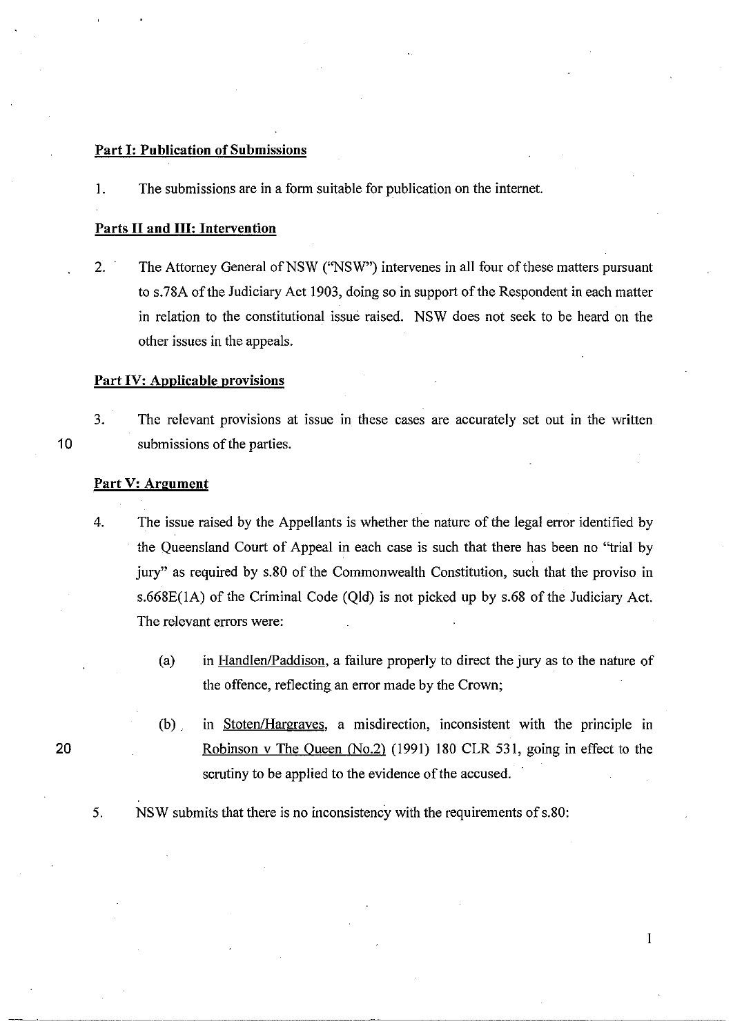**Part I: Publication of Submissions**

1. The submissions are in a form suitable for publication on the internet.

**Parts II and III: Intervention**

2. The Attorney General of NSW ("NSW") intervenes in all four of these matters pursuant to s.78A of the Judiciary Act 1903, doing so in support of the Respondent in each matter in relation to the constitutional issue raised. NSW does not seek to be heard on the other issues in the appeals.

**Part IV: Applicable provisions**

3. The relevant provisions at issue in these cases are accurately set out in the written submissions of the parties.

**Part V: Argument**

4. The issue raised by the Appellants is whether the nature of the legal error identified by the Queensland Court of Appeal in each case is such that there has been no "trial by jury" as required by s.80 of the Commonwealth Constitution, such that the proviso in s.668E(1A) of the Criminal Code (Qld) is not picked up by s.68 of the Judiciary Act. The relevant errors were:

   (a) in Handlen/Paddison, a failure properly to direct the jury as to the nature of the offence, reflecting an error made by the Crown;

   (b) in Stoten/Hargraves, a misdirection, inconsistent with the principle in Robinson v The Queen (No.2) (1991) 180 CLR 531, going in effect to the scrutiny to be applied to the evidence of the accused.

5. NSW submits that there is no inconsistency with the requirements of s.80: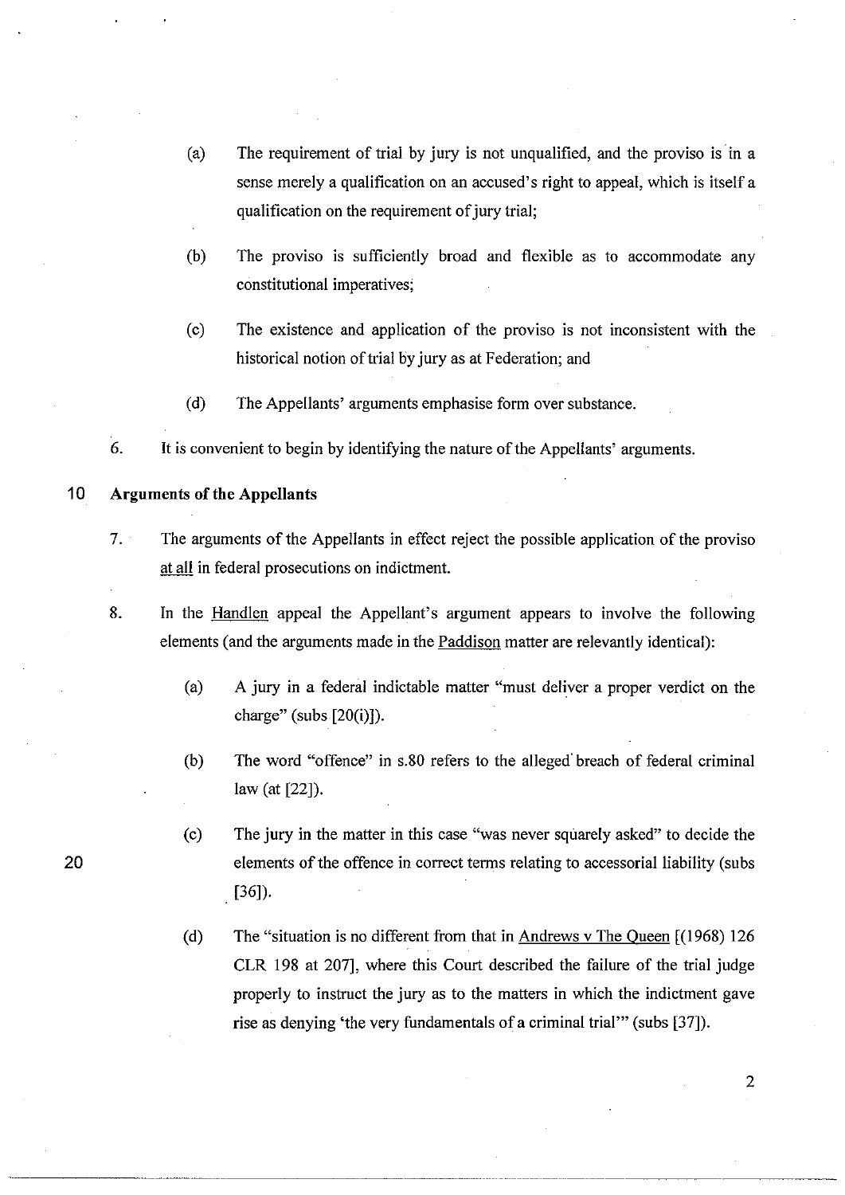(a) The requirement of trial by jury is not unqualified, and the proviso is in a sense merely a qualification on an accused's right to appeal, which is itself a qualification on the requirement of jury trial;

(b) The proviso is sufficiently broad and flexible as to accommodate any constitutional imperatives;

(c) The existence and application of the proviso is not inconsistent with the historical notion of trial by jury as at Federation; and

(d) The Appellants' arguments emphasise form over substance.

6. It is convenient to begin by identifying the nature of the Appellants' arguments.

**Arguments of the Appellants**

7. The arguments of the Appellants in effect reject the possible application of the proviso <u>at all</u> in federal prosecutions on indictment.

8. In the <u>Handlen</u> appeal the Appellant's argument appears to involve the following elements (and the arguments made in the <u>Paddison</u> matter are relevantly identical):

(a) A jury in a federal indictable matter "must deliver a proper verdict on the charge" (subs [20(i)]).

(b) The word "offence" in s.80 refers to the alleged breach of federal criminal law (at [22]).

(c) The jury in the matter in this case "was never squarely asked" to decide the elements of the offence in correct terms relating to accessorial liability (subs [36]).

(d) The "situation is no different from that in <u>Andrews v The Queen</u> [(1968) 126 CLR 198 at 207], where this Court described the failure of the trial judge properly to instruct the jury as to the matters in which the indictment gave rise as denying 'the very fundamentals of a criminal trial'" (subs [37]).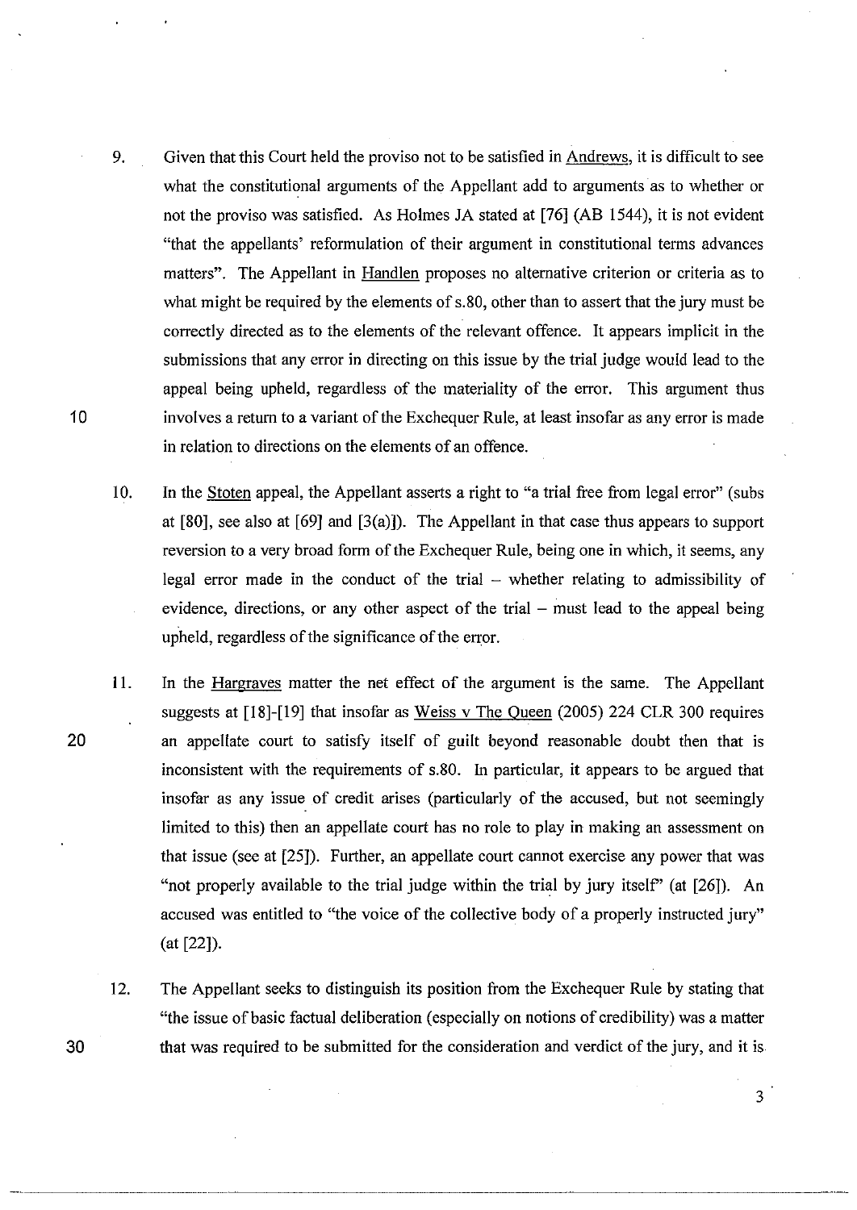9. Given that this Court held the proviso not to be satisfied in Andrews, it is difficult to see what the constitutional arguments of the Appellant add to arguments as to whether or not the proviso was satisfied. As Holmes JA stated at [76] (AB 1544), it is not evident "that the appellants' reformulation of their argument in constitutional terms advances matters". The Appellant in Handlen proposes no alternative criterion or criteria as to what might be required by the elements of s.80, other than to assert that the jury must be correctly directed as to the elements of the relevant offence. It appears implicit in the submissions that any error in directing on this issue by the trial judge would lead to the appeal being upheld, regardless of the materiality of the error. This argument thus involves a return to a variant of the Exchequer Rule, at least insofar as any error is made in relation to directions on the elements of an offence.

10. In the Stoten appeal, the Appellant asserts a right to "a trial free from legal error" (subs at [80], see also at [69] and [3(a)]). The Appellant in that case thus appears to support reversion to a very broad form of the Exchequer Rule, being one in which, it seems, any legal error made in the conduct of the trial – whether relating to admissibility of evidence, directions, or any other aspect of the trial – must lead to the appeal being upheld, regardless of the significance of the error.

11. In the Hargraves matter the net effect of the argument is the same. The Appellant suggests at [18]-[19] that insofar as Weiss v The Queen (2005) 224 CLR 300 requires an appellate court to satisfy itself of guilt beyond reasonable doubt then that is inconsistent with the requirements of s.80. In particular, it appears to be argued that insofar as any issue of credit arises (particularly of the accused, but not seemingly limited to this) then an appellate court has no role to play in making an assessment on that issue (see at [25]). Further, an appellate court cannot exercise any power that was "not properly available to the trial judge within the trial by jury itself" (at [26]). An accused was entitled to "the voice of the collective body of a properly instructed jury" (at [22]).

12. The Appellant seeks to distinguish its position from the Exchequer Rule by stating that "the issue of basic factual deliberation (especially on notions of credibility) was a matter that was required to be submitted for the consideration and verdict of the jury, and it is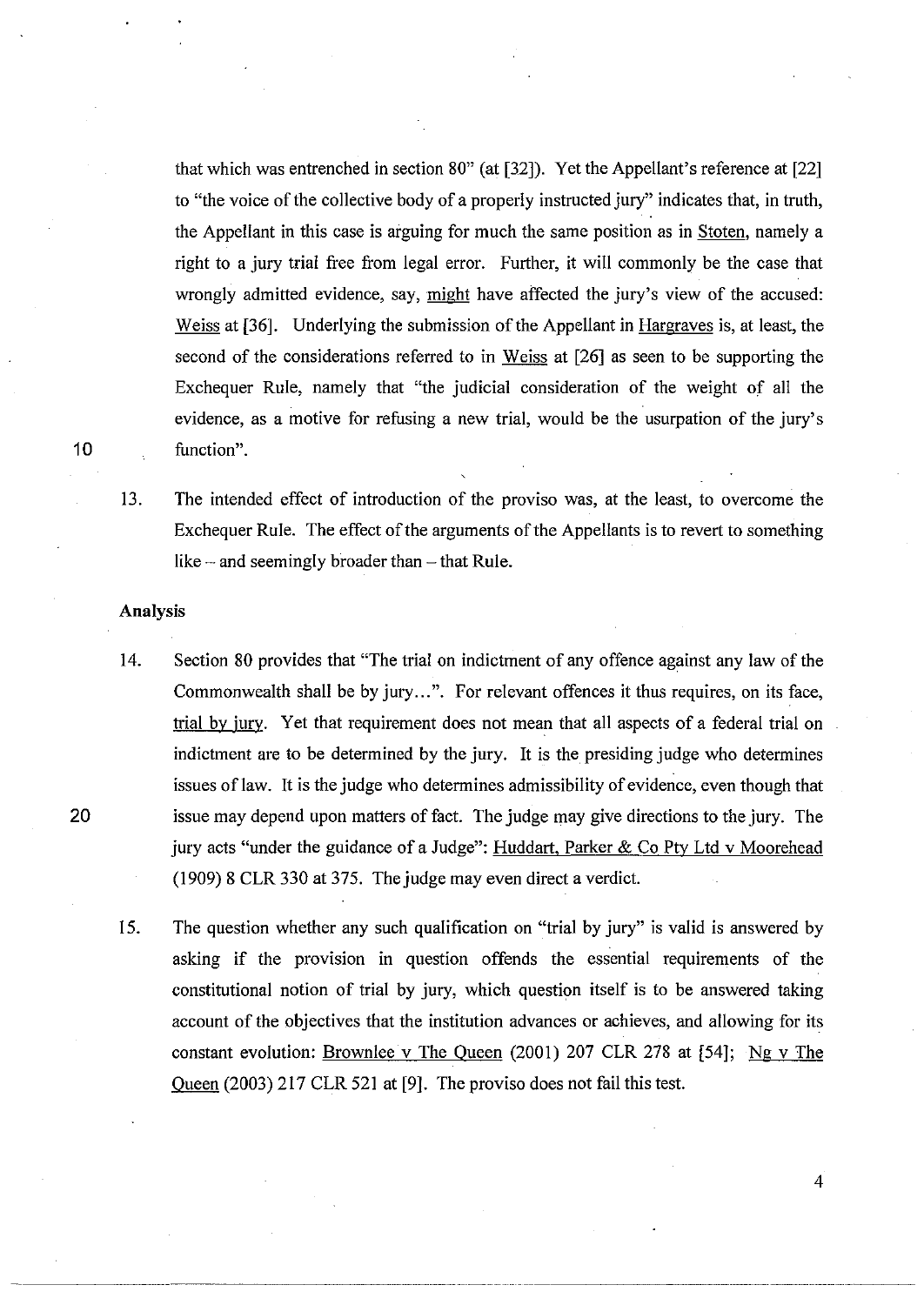that which was entrenched in section 80" (at [32]). Yet the Appellant's reference at [22] to "the voice of the collective body of a properly instructed jury" indicates that, in truth, the Appellant in this case is arguing for much the same position as in Stoten, namely a right to a jury trial free from legal error. Further, it will commonly be the case that wrongly admitted evidence, say, might have affected the jury's view of the accused: Weiss at [36]. Underlying the submission of the Appellant in Hargraves is, at least, the second of the considerations referred to in Weiss at [26] as seen to be supporting the Exchequer Rule, namely that "the judicial consideration of the weight of all the evidence, as a motive for refusing a new trial, would be the usurpation of the jury's function".

13. The intended effect of introduction of the proviso was, at the least, to overcome the Exchequer Rule. The effect of the arguments of the Appellants is to revert to something like – and seemingly broader than – that Rule.

**Analysis**

14. Section 80 provides that "The trial on indictment of any offence against any law of the Commonwealth shall be by jury...". For relevant offences it thus requires, on its face, trial by jury. Yet that requirement does not mean that all aspects of a federal trial on indictment are to be determined by the jury. It is the presiding judge who determines issues of law. It is the judge who determines admissibility of evidence, even though that issue may depend upon matters of fact. The judge may give directions to the jury. The jury acts "under the guidance of a Judge": Huddart, Parker & Co Pty Ltd v Moorehead (1909) 8 CLR 330 at 375. The judge may even direct a verdict.

15. The question whether any such qualification on "trial by jury" is valid is answered by asking if the provision in question offends the essential requirements of the constitutional notion of trial by jury, which question itself is to be answered taking account of the objectives that the institution advances or achieves, and allowing for its constant evolution: Brownlee v The Queen (2001) 207 CLR 278 at [54]; Ng v The Queen (2003) 217 CLR 521 at [9]. The proviso does not fail this test.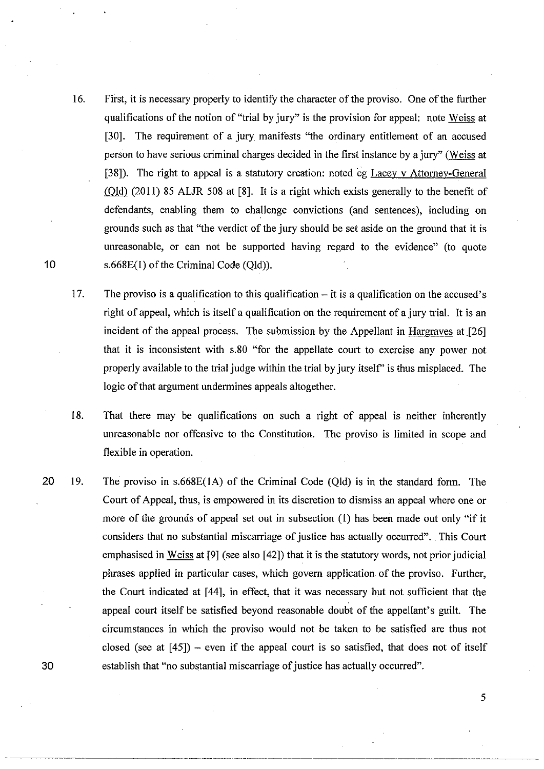16. First, it is necessary properly to identify the character of the proviso. One of the further qualifications of the notion of "trial by jury" is the provision for appeal: note Weiss at [30]. The requirement of a jury manifests "the ordinary entitlement of an accused person to have serious criminal charges decided in the first instance by a jury" (Weiss at [38]). The right to appeal is a statutory creation: noted eg Lacey v Attorney-General (Qld) (2011) 85 ALJR 508 at [8]. It is a right which exists generally to the benefit of defendants, enabling them to challenge convictions (and sentences), including on grounds such as that "the verdict of the jury should be set aside on the ground that it is unreasonable, or can not be supported having regard to the evidence" (to quote s.668E(1) of the Criminal Code (Qld)).

17. The proviso is a qualification to this qualification – it is a qualification on the accused's right of appeal, which is itself a qualification on the requirement of a jury trial. It is an incident of the appeal process. The submission by the Appellant in Hargraves at [26] that it is inconsistent with s.80 "for the appellate court to exercise any power not properly available to the trial judge within the trial by jury itself" is thus misplaced. The logic of that argument undermines appeals altogether.

18. That there may be qualifications on such a right of appeal is neither inherently unreasonable nor offensive to the Constitution. The proviso is limited in scope and flexible in operation.

19. The proviso in s.668E(1A) of the Criminal Code (Qld) is in the standard form. The Court of Appeal, thus, is empowered in its discretion to dismiss an appeal where one or more of the grounds of appeal set out in subsection (1) has been made out only "if it considers that no substantial miscarriage of justice has actually occurred". This Court emphasised in Weiss at [9] (see also [42]) that it is the statutory words, not prior judicial phrases applied in particular cases, which govern application of the proviso. Further, the Court indicated at [44], in effect, that it was necessary but not sufficient that the appeal court itself be satisfied beyond reasonable doubt of the appellant's guilt. The circumstances in which the proviso would not be taken to be satisfied are thus not closed (see at [45]) – even if the appeal court is so satisfied, that does not of itself establish that "no substantial miscarriage of justice has actually occurred".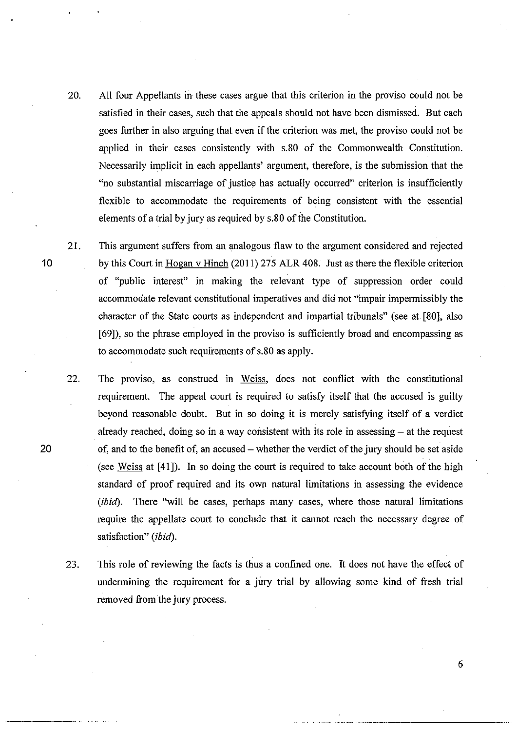20. All four Appellants in these cases argue that this criterion in the proviso could not be satisfied in their cases, such that the appeals should not have been dismissed. But each goes further in also arguing that even if the criterion was met, the proviso could not be applied in their cases consistently with s.80 of the Commonwealth Constitution. Necessarily implicit in each appellants' argument, therefore, is the submission that the "no substantial miscarriage of justice has actually occurred" criterion is insufficiently flexible to accommodate the requirements of being consistent with the essential elements of a trial by jury as required by s.80 of the Constitution.

21. This argument suffers from an analogous flaw to the argument considered and rejected by this Court in Hogan v Hinch (2011) 275 ALR 408. Just as there the flexible criterion of "public interest" in making the relevant type of suppression order could accommodate relevant constitutional imperatives and did not "impair impermissibly the character of the State courts as independent and impartial tribunals" (see at [80], also [69]), so the phrase employed in the proviso is sufficiently broad and encompassing as to accommodate such requirements of s.80 as apply.

22. The proviso, as construed in Weiss, does not conflict with the constitutional requirement. The appeal court is required to satisfy itself that the accused is guilty beyond reasonable doubt. But in so doing it is merely satisfying itself of a verdict already reached, doing so in a way consistent with its role in assessing – at the request of, and to the benefit of, an accused – whether the verdict of the jury should be set aside (see Weiss at [41]). In so doing the court is required to take account both of the high standard of proof required and its own natural limitations in assessing the evidence (*ibid*). There "will be cases, perhaps many cases, where those natural limitations require the appellate court to conclude that it cannot reach the necessary degree of satisfaction" (*ibid*).

23. This role of reviewing the facts is thus a confined one. It does not have the effect of undermining the requirement for a jury trial by allowing some kind of fresh trial removed from the jury process.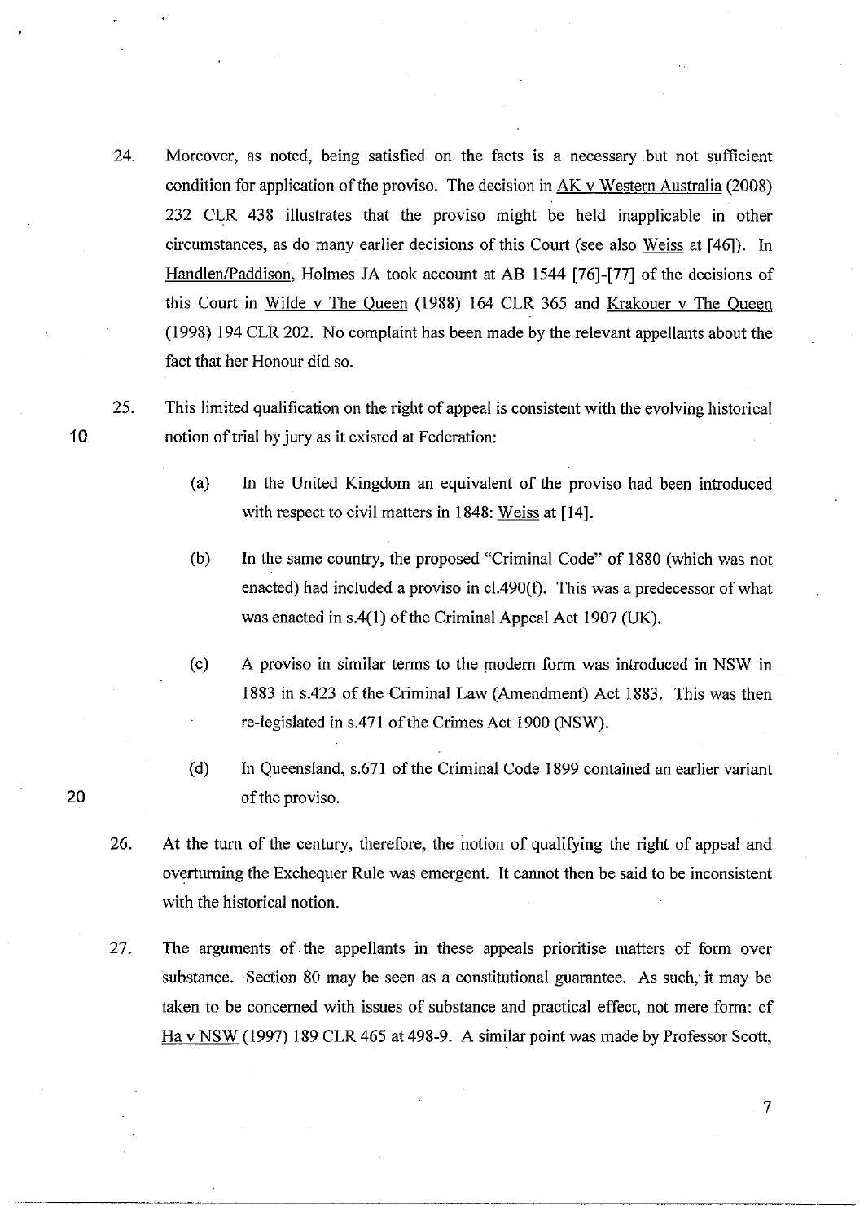24. Moreover, as noted, being satisfied on the facts is a necessary but not sufficient condition for application of the proviso. The decision in AK v Western Australia (2008) 232 CLR 438 illustrates that the proviso might be held inapplicable in other circumstances, as do many earlier decisions of this Court (see also Weiss at [46]). In Handlen/Paddison, Holmes JA took account at AB 1544 [76]-[77] of the decisions of this Court in Wilde v The Queen (1988) 164 CLR 365 and Krakouer v The Queen (1998) 194 CLR 202. No complaint has been made by the relevant appellants about the fact that her Honour did so.

25. This limited qualification on the right of appeal is consistent with the evolving historical notion of trial by jury as it existed at Federation:

    (a) In the United Kingdom an equivalent of the proviso had been introduced with respect to civil matters in 1848: Weiss at [14].

    (b) In the same country, the proposed "Criminal Code" of 1880 (which was not enacted) had included a proviso in cl.490(f). This was a predecessor of what was enacted in s.4(1) of the Criminal Appeal Act 1907 (UK).

    (c) A proviso in similar terms to the modern form was introduced in NSW in 1883 in s.423 of the Criminal Law (Amendment) Act 1883. This was then re-legislated in s.471 of the Crimes Act 1900 (NSW).

    (d) In Queensland, s.671 of the Criminal Code 1899 contained an earlier variant of the proviso.

26. At the turn of the century, therefore, the notion of qualifying the right of appeal and overturning the Exchequer Rule was emergent. It cannot then be said to be inconsistent with the historical notion.

27. The arguments of the appellants in these appeals prioritise matters of form over substance. Section 80 may be seen as a constitutional guarantee. As such, it may be taken to be concerned with issues of substance and practical effect, not mere form: cf Ha v NSW (1997) 189 CLR 465 at 498-9. A similar point was made by Professor Scott,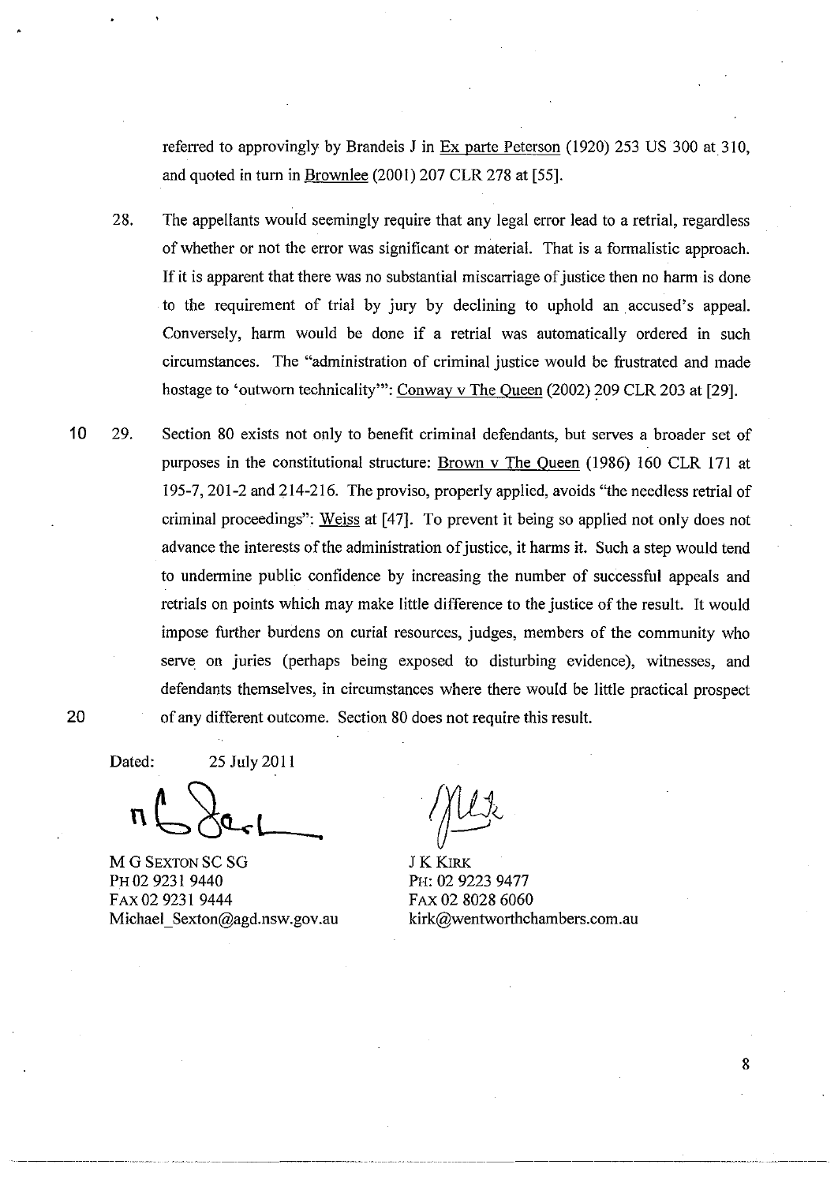referred to approvingly by Brandeis J in Ex parte Peterson (1920) 253 US 300 at 310, and quoted in turn in Brownlee (2001) 207 CLR 278 at [55].

28. The appellants would seemingly require that any legal error lead to a retrial, regardless of whether or not the error was significant or material. That is a formalistic approach. If it is apparent that there was no substantial miscarriage of justice then no harm is done to the requirement of trial by jury by declining to uphold an accused's appeal. Conversely, harm would be done if a retrial was automatically ordered in such circumstances. The "administration of criminal justice would be frustrated and made hostage to 'outworn technicality'": Conway v The Queen (2002) 209 CLR 203 at [29].

29. Section 80 exists not only to benefit criminal defendants, but serves a broader set of purposes in the constitutional structure: Brown v The Queen (1986) 160 CLR 171 at 195-7, 201-2 and 214-216. The proviso, properly applied, avoids "the needless retrial of criminal proceedings": Weiss at [47]. To prevent it being so applied not only does not advance the interests of the administration of justice, it harms it. Such a step would tend to undermine public confidence by increasing the number of successful appeals and retrials on points which may make little difference to the justice of the result. It would impose further burdens on curial resources, judges, members of the community who serve on juries (perhaps being exposed to disturbing evidence), witnesses, and defendants themselves, in circumstances where there would be little practical prospect of any different outcome. Section 80 does not require this result.

Dated: 25 July 2011

M G SEXTON SC SG
PH 02 9231 9440
FAX 02 9231 9444
Michael_Sexton@agd.nsw.gov.au

J K KIRK
PH: 02 9223 9477
FAX 02 8028 6060
kirk@wentworthchambers.com.au